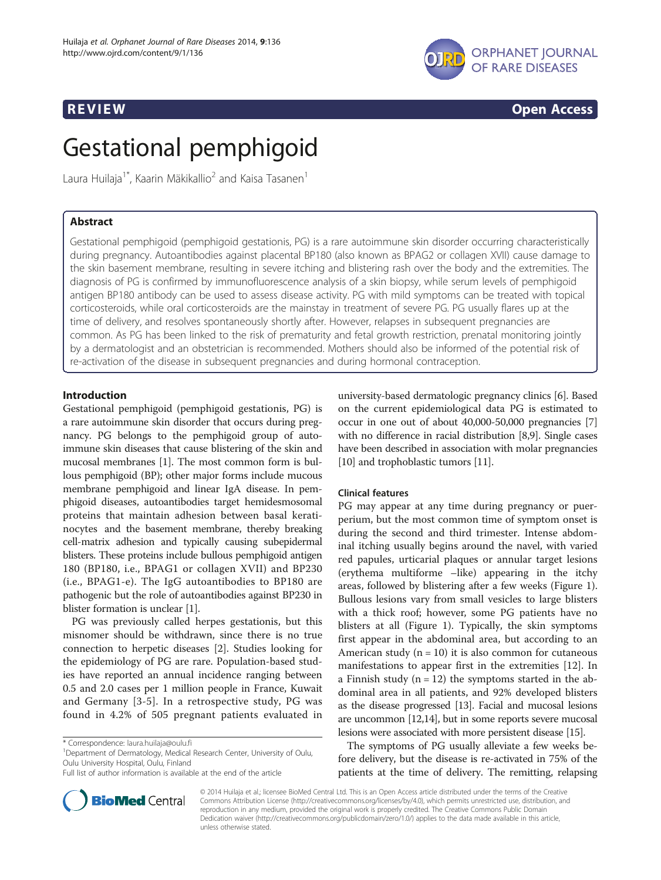**REVIEW** **Open Access**

# Gestational pemphigoid

Laura Huilaja[1*], Kaarin Mäkikallio[2] and Kaisa Tasanen[1]

## Abstract

Gestational pemphigoid (pemphigoid gestationis, PG) is a rare autoimmune skin disorder occurring characteristically during pregnancy. Autoantibodies against placental BP180 (also known as BPAG2 or collagen XVII) cause damage to the skin basement membrane, resulting in severe itching and blistering rash over the body and the extremities. The diagnosis of PG is confirmed by immunofluorescence analysis of a skin biopsy, while serum levels of pemphigoid antigen BP180 antibody can be used to assess disease activity. PG with mild symptoms can be treated with topical corticosteroids, while oral corticosteroids are the mainstay in treatment of severe PG. PG usually flares up at the time of delivery, and resolves spontaneously shortly after. However, relapses in subsequent pregnancies are common. As PG has been linked to the risk of prematurity and fetal growth restriction, prenatal monitoring jointly by a dermatologist and an obstetrician is recommended. Mothers should also be informed of the potential risk of re-activation of the disease in subsequent pregnancies and during hormonal contraception.

## Introduction

Gestational pemphigoid (pemphigoid gestationis, PG) is a rare autoimmune skin disorder that occurs during pregnancy. PG belongs to the pemphigoid group of autoimmune skin diseases that cause blistering of the skin and mucosal membranes [1]. The most common form is bullous pemphigoid (BP); other major forms include mucous membrane pemphigoid and linear IgA disease. In pemphigoid diseases, autoantibodies target hemidesmosomal proteins that maintain adhesion between basal keratinocytes and the basement membrane, thereby breaking cell-matrix adhesion and typically causing subepidermal blisters. These proteins include bullous pemphigoid antigen 180 (BP180, i.e., BPAG1 or collagen XVII) and BP230 (i.e., BPAG1-e). The IgG autoantibodies to BP180 are pathogenic but the role of autoantibodies against BP230 in blister formation is unclear [1].

PG was previously called herpes gestationis, but this misnomer should be withdrawn, since there is no true connection to herpetic diseases [2]. Studies looking for the epidemiology of PG are rare. Population-based studies have reported an annual incidence ranging between 0.5 and 2.0 cases per 1 million people in France, Kuwait and Germany [3-5]. In a retrospective study, PG was found in 4.2% of 505 pregnant patients evaluated in university-based dermatologic pregnancy clinics [6]. Based on the current epidemiological data PG is estimated to occur in one out of about 40,000-50,000 pregnancies [7] with no difference in racial distribution [8,9]. Single cases have been described in association with molar pregnancies [10] and trophoblastic tumors [11].

### Clinical features

PG may appear at any time during pregnancy or puerperium, but the most common time of symptom onset is during the second and third trimester. Intense abdominal itching usually begins around the navel, with varied red papules, urticarial plaques or annular target lesions (erythema multiforme –like) appearing in the itchy areas, followed by blistering after a few weeks (Figure 1). Bullous lesions vary from small vesicles to large blisters with a thick roof; however, some PG patients have no blisters at all (Figure 1). Typically, the skin symptoms first appear in the abdominal area, but according to an American study (n = 10) it is also common for cutaneous manifestations to appear first in the extremities [12]. In a Finnish study (n = 12) the symptoms started in the abdominal area in all patients, and 92% developed blisters as the disease progressed [13]. Facial and mucosal lesions are uncommon [12,14], but in some reports severe mucosal lesions were associated with more persistent disease [15].

The symptoms of PG usually alleviate a few weeks before delivery, but the disease is re-activated in 75% of the patients at the time of delivery. The remitting, relapsing

\* Correspondence: laura.huilaja@oulu.fi
[1]Department of Dermatology, Medical Research Center, University of Oulu, Oulu University Hospital, Oulu, Finland
Full list of author information is available at the end of the article

© 2014 Huilaja et al.; licensee BioMed Central Ltd. This is an Open Access article distributed under the terms of the Creative Commons Attribution License (http://creativecommons.org/licenses/by/4.0), which permits unrestricted use, distribution, and reproduction in any medium, provided the original work is properly credited. The Creative Commons Public Domain Dedication waiver (http://creativecommons.org/publicdomain/zero/1.0/) applies to the data made available in this article, unless otherwise stated.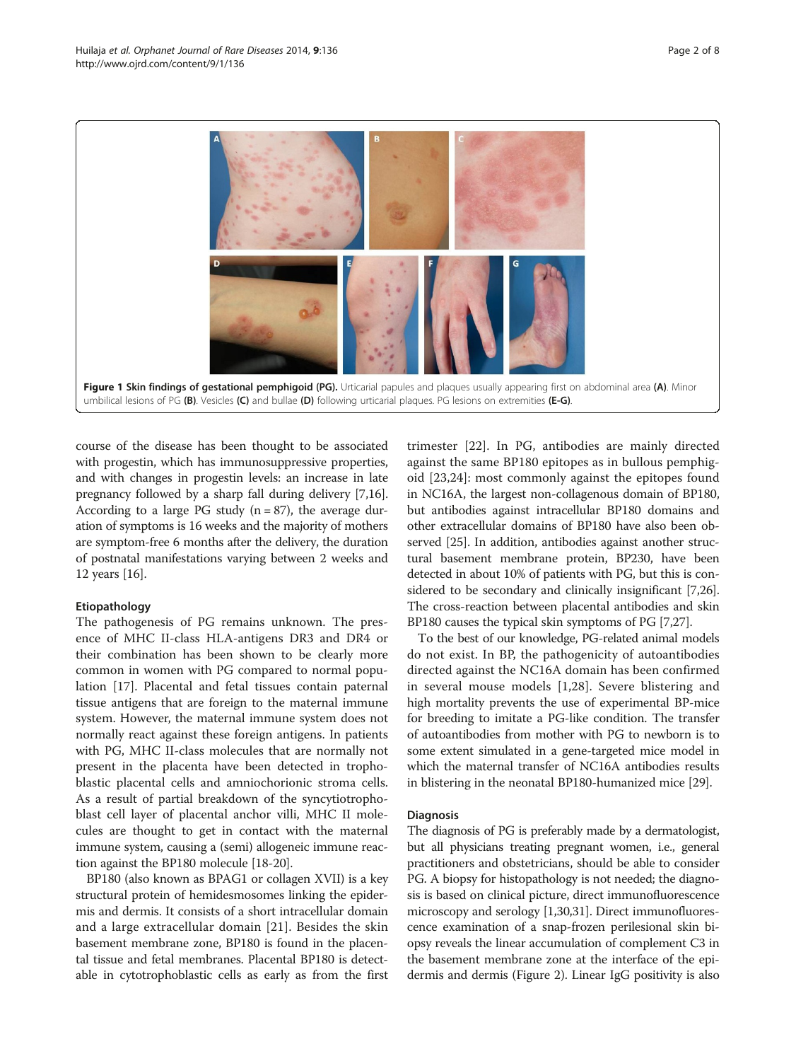**Figure 1 Skin findings of gestational pemphigoid (PG).** Urticarial papules and plaques usually appearing first on abdominal area **(A)**. Minor umbilical lesions of PG **(B)**. Vesicles **(C)** and bullae **(D)** following urticarial plaques. PG lesions on extremities **(E-G)**.

course of the disease has been thought to be associated with progestin, which has immunosuppressive properties, and with changes in progestin levels: an increase in late pregnancy followed by a sharp fall during delivery [7,16]. According to a large PG study (n = 87), the average duration of symptoms is 16 weeks and the majority of mothers are symptom-free 6 months after the delivery, the duration of postnatal manifestations varying between 2 weeks and 12 years [16].

### Etiopathology

The pathogenesis of PG remains unknown. The presence of MHC II-class HLA-antigens DR3 and DR4 or their combination has been shown to be clearly more common in women with PG compared to normal population [17]. Placental and fetal tissues contain paternal tissue antigens that are foreign to the maternal immune system. However, the maternal immune system does not normally react against these foreign antigens. In patients with PG, MHC II-class molecules that are normally not present in the placenta have been detected in trophoblastic placental cells and amniochorionic stroma cells. As a result of partial breakdown of the syncytiotrophoblast cell layer of placental anchor villi, MHC II molecules are thought to get in contact with the maternal immune system, causing a (semi) allogeneic immune reaction against the BP180 molecule [18-20].

BP180 (also known as BPAG1 or collagen XVII) is a key structural protein of hemidesmosomes linking the epidermis and dermis. It consists of a short intracellular domain and a large extracellular domain [21]. Besides the skin basement membrane zone, BP180 is found in the placental tissue and fetal membranes. Placental BP180 is detectable in cytotrophoblastic cells as early as from the first trimester [22]. In PG, antibodies are mainly directed against the same BP180 epitopes as in bullous pemphigoid [23,24]: most commonly against the epitopes found in NC16A, the largest non-collagenous domain of BP180, but antibodies against intracellular BP180 domains and other extracellular domains of BP180 have also been observed [25]. In addition, antibodies against another structural basement membrane protein, BP230, have been detected in about 10% of patients with PG, but this is considered to be secondary and clinically insignificant [7,26]. The cross-reaction between placental antibodies and skin BP180 causes the typical skin symptoms of PG [7,27].

To the best of our knowledge, PG-related animal models do not exist. In BP, the pathogenicity of autoantibodies directed against the NC16A domain has been confirmed in several mouse models [1,28]. Severe blistering and high mortality prevents the use of experimental BP-mice for breeding to imitate a PG-like condition. The transfer of autoantibodies from mother with PG to newborn is to some extent simulated in a gene-targeted mice model in which the maternal transfer of NC16A antibodies results in blistering in the neonatal BP180-humanized mice [29].

### Diagnosis

The diagnosis of PG is preferably made by a dermatologist, but all physicians treating pregnant women, i.e., general practitioners and obstetricians, should be able to consider PG. A biopsy for histopathology is not needed; the diagnosis is based on clinical picture, direct immunofluorescence microscopy and serology [1,30,31]. Direct immunofluorescence examination of a snap-frozen perilesional skin biopsy reveals the linear accumulation of complement C3 in the basement membrane zone at the interface of the epidermis and dermis (Figure 2). Linear IgG positivity is also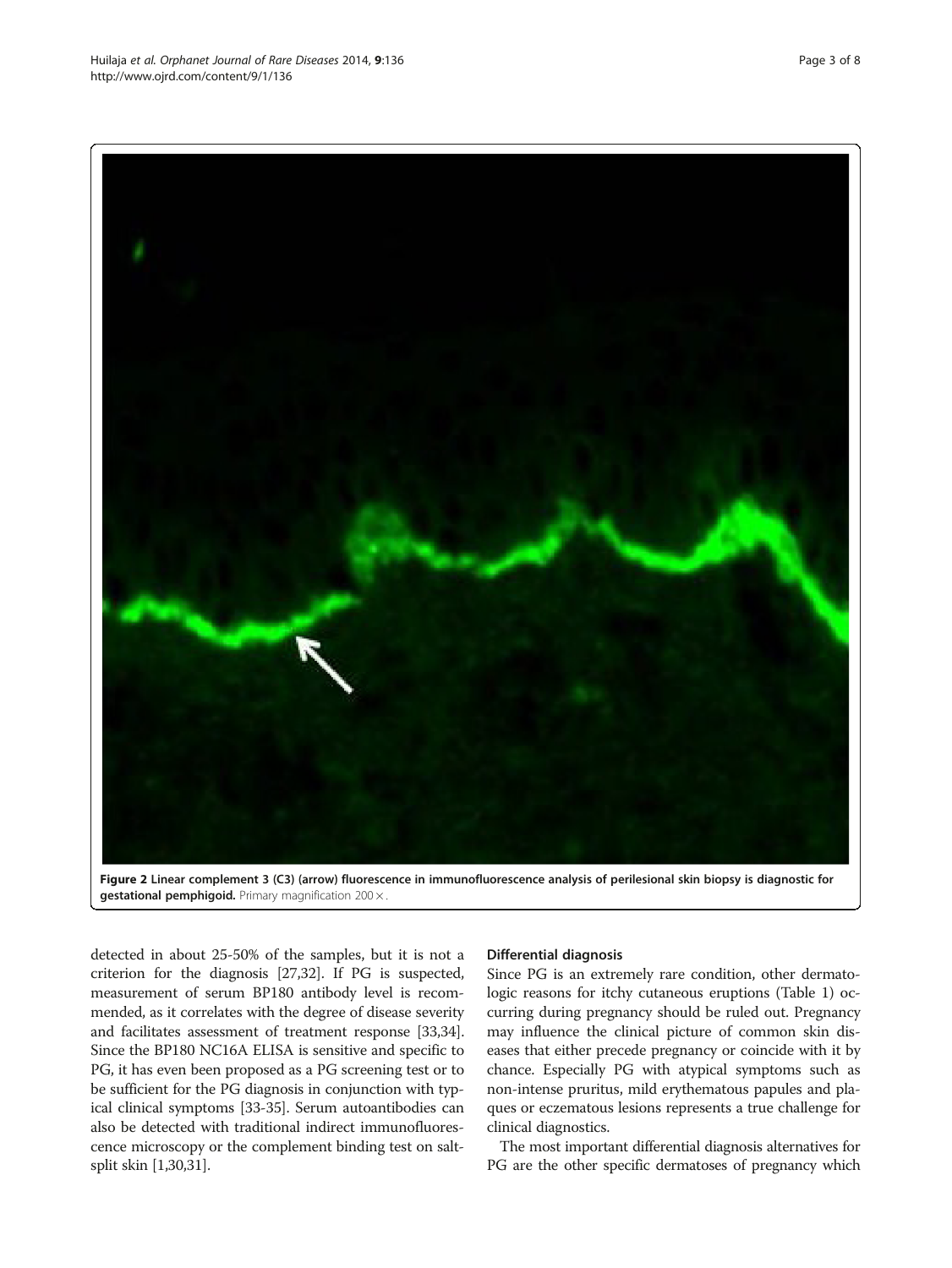**Figure 2 Linear complement 3 (C3) (arrow) fluorescence in immunofluorescence analysis of perilesional skin biopsy is diagnostic for gestational pemphigoid.** Primary magnification 200 ×.

detected in about 25-50% of the samples, but it is not a criterion for the diagnosis [27,32]. If PG is suspected, measurement of serum BP180 antibody level is recommended, as it correlates with the degree of disease severity and facilitates assessment of treatment response [33,34]. Since the BP180 NC16A ELISA is sensitive and specific to PG, it has even been proposed as a PG screening test or to be sufficient for the PG diagnosis in conjunction with typical clinical symptoms [33-35]. Serum autoantibodies can also be detected with traditional indirect immunofluorescence microscopy or the complement binding test on salt-split skin [1,30,31].

### Differential diagnosis

Since PG is an extremely rare condition, other dermatologic reasons for itchy cutaneous eruptions (Table 1) occurring during pregnancy should be ruled out. Pregnancy may influence the clinical picture of common skin diseases that either precede pregnancy or coincide with it by chance. Especially PG with atypical symptoms such as non-intense pruritus, mild erythematous papules and plaques or eczematous lesions represents a true challenge for clinical diagnostics.

The most important differential diagnosis alternatives for PG are the other specific dermatoses of pregnancy which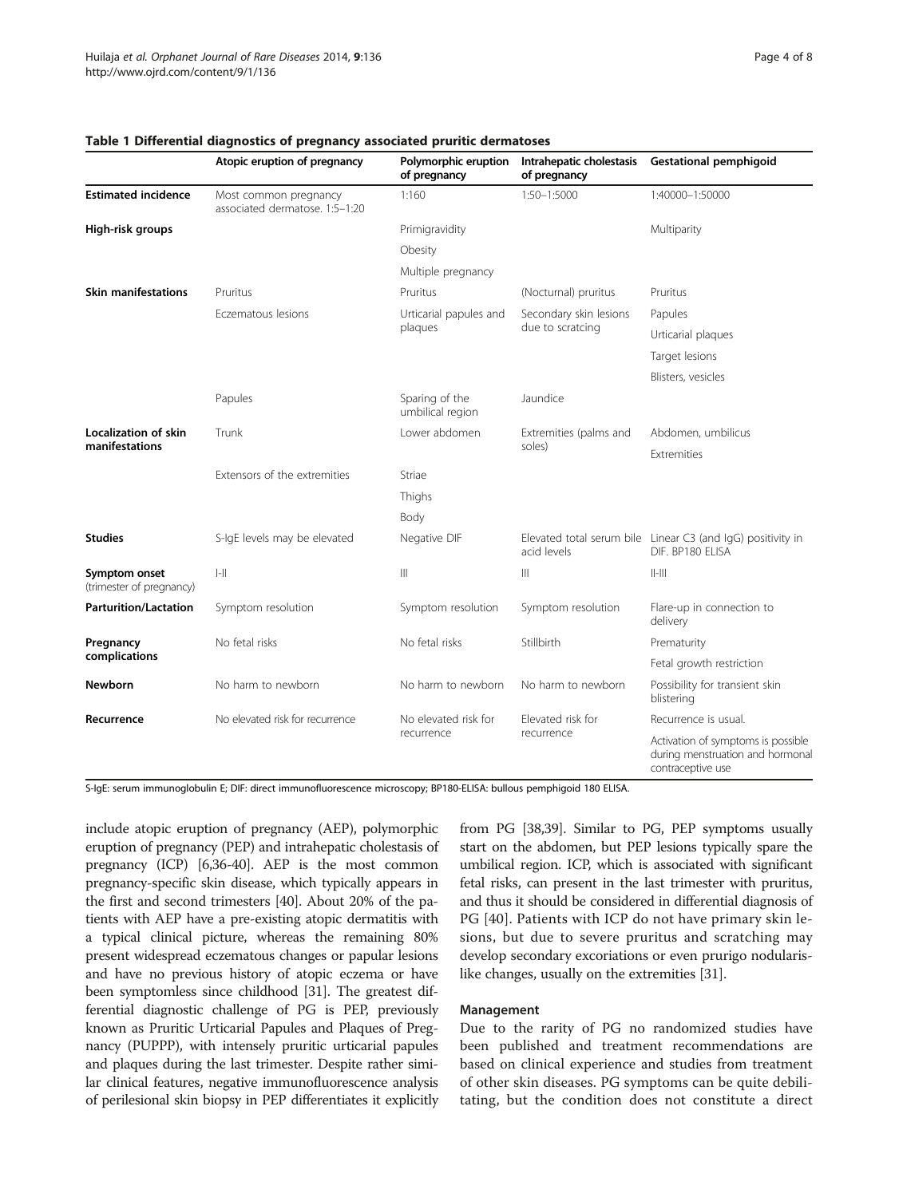**Table 1 Differential diagnostics of pregnancy associated pruritic dermatoses**

| | Atopic eruption of pregnancy | Polymorphic eruption of pregnancy | Intrahepatic cholestasis of pregnancy | Gestational pemphigoid |
|---|---|---|---|---|
| **Estimated incidence** | Most common pregnancy associated dermatose. 1:5–1:20 | 1:160 | 1:50–1:5000 | 1:40000–1:50000 |
| **High-risk groups** | | Primigravidity | | Multiparity |
| | | Obesity | | |
| | | Multiple pregnancy | | |
| **Skin manifestations** | Pruritus | Pruritus | (Nocturnal) pruritus | Pruritus |
| | Eczematous lesions | Urticarial papules and plaques | Secondary skin lesions due to scratcing | Papules |
| | | | | Urticarial plaques |
| | | | | Target lesions |
| | | | | Blisters, vesicles |
| | Papules | Sparing of the umbilical region | Jaundice | |
| **Localization of skin manifestations** | Trunk | Lower abdomen | Extremities (palms and soles) | Abdomen, umbilicus |
| | | | | Extremities |
| | Extensors of the extremities | Striae | | |
| | | Thighs | | |
| | | Body | | |
| **Studies** | S-IgE levels may be elevated | Negative DIF | Elevated total serum bile acid levels | Linear C3 (and IgG) positivity in DIF. BP180 ELISA |
| **Symptom onset** (trimester of pregnancy) | I-II | III | III | II-III |
| **Parturition/Lactation** | Symptom resolution | Symptom resolution | Symptom resolution | Flare-up in connection to delivery |
| **Pregnancy complications** | No fetal risks | No fetal risks | Stillbirth | Prematurity |
| | | | | Fetal growth restriction |
| **Newborn** | No harm to newborn | No harm to newborn | No harm to newborn | Possibility for transient skin blistering |
| **Recurrence** | No elevated risk for recurrence | No elevated risk for recurrence | Elevated risk for recurrence | Recurrence is usual. |
| | | | | Activation of symptoms is possible during menstruation and hormonal contraceptive use |

S-IgE: serum immunoglobulin E; DIF: direct immunofluorescence microscopy; BP180-ELISA: bullous pemphigoid 180 ELISA.

include atopic eruption of pregnancy (AEP), polymorphic eruption of pregnancy (PEP) and intrahepatic cholestasis of pregnancy (ICP) [6,36-40]. AEP is the most common pregnancy-specific skin disease, which typically appears in the first and second trimesters [40]. About 20% of the patients with AEP have a pre-existing atopic dermatitis with a typical clinical picture, whereas the remaining 80% present widespread eczematous changes or papular lesions and have no previous history of atopic eczema or have been symptomless since childhood [31]. The greatest differential diagnostic challenge of PG is PEP, previously known as Pruritic Urticarial Papules and Plaques of Pregnancy (PUPPP), with intensely pruritic urticarial papules and plaques during the last trimester. Despite rather similar clinical features, negative immunofluorescence analysis of perilesional skin biopsy in PEP differentiates it explicitly from PG [38,39]. Similar to PG, PEP symptoms usually start on the abdomen, but PEP lesions typically spare the umbilical region. ICP, which is associated with significant fetal risks, can present in the last trimester with pruritus, and thus it should be considered in differential diagnosis of PG [40]. Patients with ICP do not have primary skin lesions, but due to severe pruritus and scratching may develop secondary excoriations or even prurigo nodularis-like changes, usually on the extremities [31].

### Management

Due to the rarity of PG no randomized studies have been published and treatment recommendations are based on clinical experience and studies from treatment of other skin diseases. PG symptoms can be quite debilitating, but the condition does not constitute a direct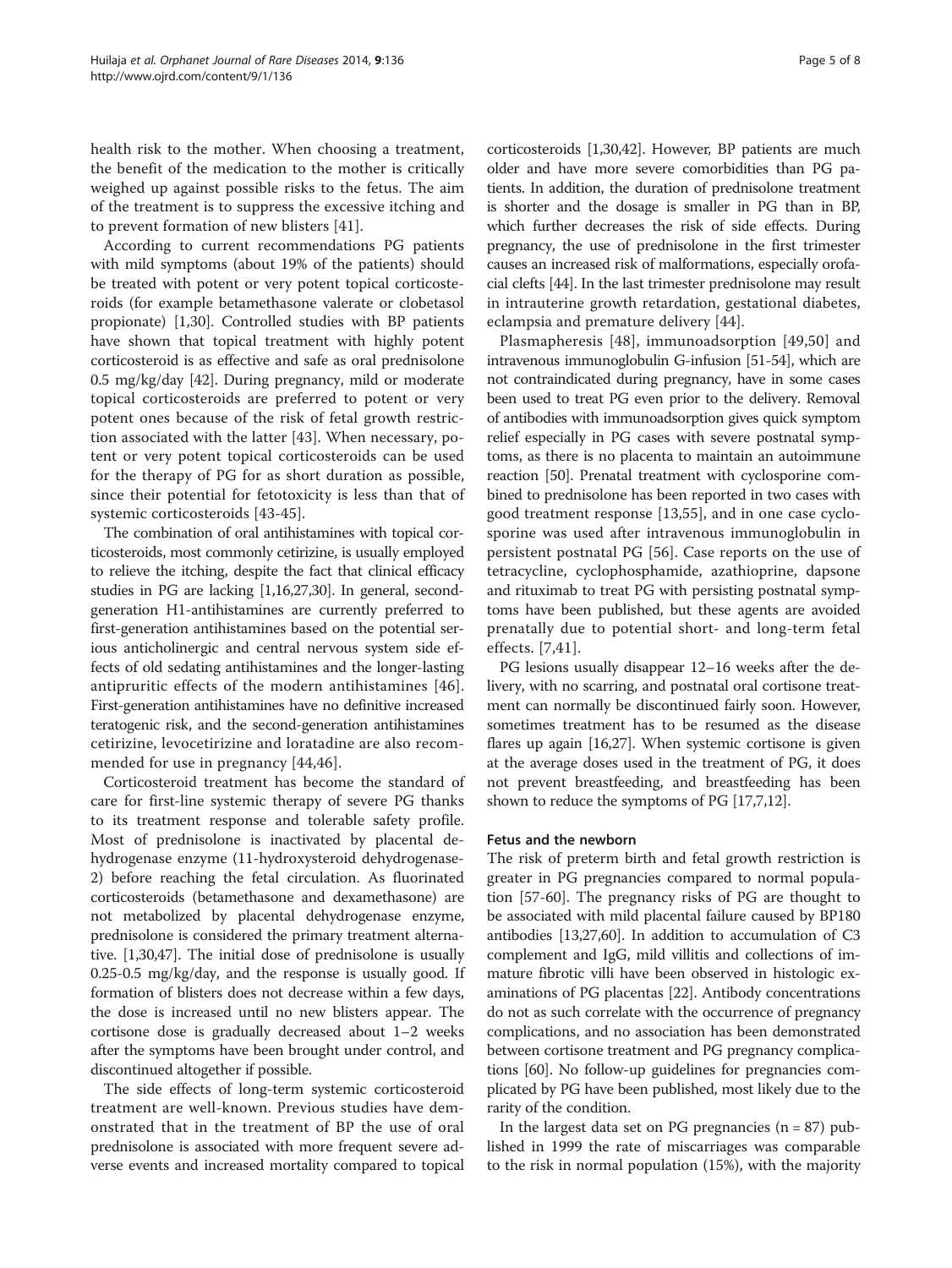health risk to the mother. When choosing a treatment, the benefit of the medication to the mother is critically weighed up against possible risks to the fetus. The aim of the treatment is to suppress the excessive itching and to prevent formation of new blisters [41].

According to current recommendations PG patients with mild symptoms (about 19% of the patients) should be treated with potent or very potent topical corticosteroids (for example betamethasone valerate or clobetasol propionate) [1,30]. Controlled studies with BP patients have shown that topical treatment with highly potent corticosteroid is as effective and safe as oral prednisolone 0.5 mg/kg/day [42]. During pregnancy, mild or moderate topical corticosteroids are preferred to potent or very potent ones because of the risk of fetal growth restriction associated with the latter [43]. When necessary, potent or very potent topical corticosteroids can be used for the therapy of PG for as short duration as possible, since their potential for fetotoxicity is less than that of systemic corticosteroids [43-45].

The combination of oral antihistamines with topical corticosteroids, most commonly cetirizine, is usually employed to relieve the itching, despite the fact that clinical efficacy studies in PG are lacking [1,16,27,30]. In general, second-generation H1-antihistamines are currently preferred to first-generation antihistamines based on the potential serious anticholinergic and central nervous system side effects of old sedating antihistamines and the longer-lasting antipruritic effects of the modern antihistamines [46]. First-generation antihistamines have no definitive increased teratogenic risk, and the second-generation antihistamines cetirizine, levocetirizine and loratadine are also recommended for use in pregnancy [44,46].

Corticosteroid treatment has become the standard of care for first-line systemic therapy of severe PG thanks to its treatment response and tolerable safety profile. Most of prednisolone is inactivated by placental dehydrogenase enzyme (11-hydroxysteroid dehydrogenase-2) before reaching the fetal circulation. As fluorinated corticosteroids (betamethasone and dexamethasone) are not metabolized by placental dehydrogenase enzyme, prednisolone is considered the primary treatment alternative. [1,30,47]. The initial dose of prednisolone is usually 0.25-0.5 mg/kg/day, and the response is usually good. If formation of blisters does not decrease within a few days, the dose is increased until no new blisters appear. The cortisone dose is gradually decreased about 1–2 weeks after the symptoms have been brought under control, and discontinued altogether if possible.

The side effects of long-term systemic corticosteroid treatment are well-known. Previous studies have demonstrated that in the treatment of BP the use of oral prednisolone is associated with more frequent severe adverse events and increased mortality compared to topical corticosteroids [1,30,42]. However, BP patients are much older and have more severe comorbidities than PG patients. In addition, the duration of prednisolone treatment is shorter and the dosage is smaller in PG than in BP, which further decreases the risk of side effects. During pregnancy, the use of prednisolone in the first trimester causes an increased risk of malformations, especially orofacial clefts [44]. In the last trimester prednisolone may result in intrauterine growth retardation, gestational diabetes, eclampsia and premature delivery [44].

Plasmapheresis [48], immunoadsorption [49,50] and intravenous immunoglobulin G-infusion [51-54], which are not contraindicated during pregnancy, have in some cases been used to treat PG even prior to the delivery. Removal of antibodies with immunoadsorption gives quick symptom relief especially in PG cases with severe postnatal symptoms, as there is no placenta to maintain an autoimmune reaction [50]. Prenatal treatment with cyclosporine combined to prednisolone has been reported in two cases with good treatment response [13,55], and in one case cyclosporine was used after intravenous immunoglobulin in persistent postnatal PG [56]. Case reports on the use of tetracycline, cyclophosphamide, azathioprine, dapsone and rituximab to treat PG with persisting postnatal symptoms have been published, but these agents are avoided prenatally due to potential short- and long-term fetal effects. [7,41].

PG lesions usually disappear 12–16 weeks after the delivery, with no scarring, and postnatal oral cortisone treatment can normally be discontinued fairly soon. However, sometimes treatment has to be resumed as the disease flares up again [16,27]. When systemic cortisone is given at the average doses used in the treatment of PG, it does not prevent breastfeeding, and breastfeeding has been shown to reduce the symptoms of PG [17,7,12].

#### Fetus and the newborn

The risk of preterm birth and fetal growth restriction is greater in PG pregnancies compared to normal population [57-60]. The pregnancy risks of PG are thought to be associated with mild placental failure caused by BP180 antibodies [13,27,60]. In addition to accumulation of C3 complement and IgG, mild villitis and collections of immature fibrotic villi have been observed in histologic examinations of PG placentas [22]. Antibody concentrations do not as such correlate with the occurrence of pregnancy complications, and no association has been demonstrated between cortisone treatment and PG pregnancy complications [60]. No follow-up guidelines for pregnancies complicated by PG have been published, most likely due to the rarity of the condition.

In the largest data set on PG pregnancies (n = 87) published in 1999 the rate of miscarriages was comparable to the risk in normal population (15%), with the majority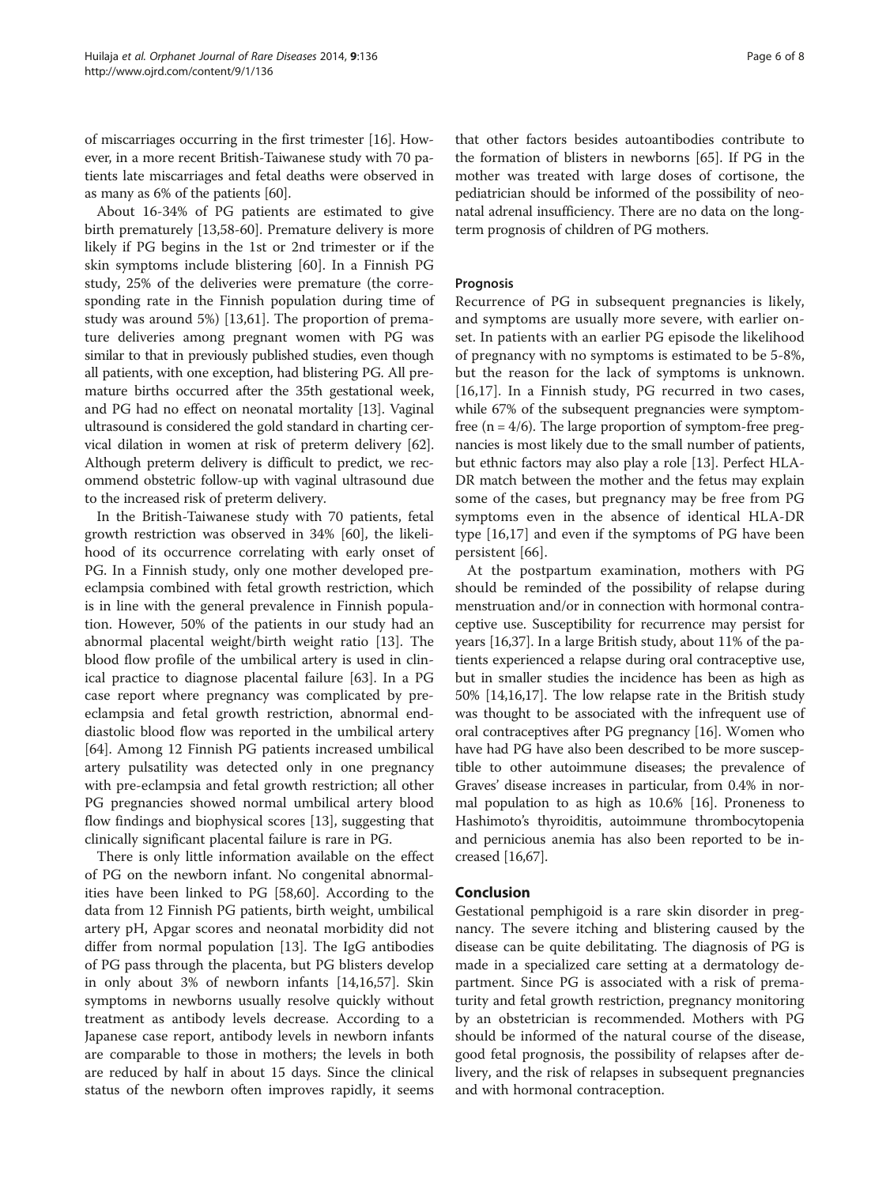of miscarriages occurring in the first trimester [16]. However, in a more recent British-Taiwanese study with 70 patients late miscarriages and fetal deaths were observed in as many as 6% of the patients [60].

About 16-34% of PG patients are estimated to give birth prematurely [13,58-60]. Premature delivery is more likely if PG begins in the 1st or 2nd trimester or if the skin symptoms include blistering [60]. In a Finnish PG study, 25% of the deliveries were premature (the corresponding rate in the Finnish population during time of study was around 5%) [13,61]. The proportion of premature deliveries among pregnant women with PG was similar to that in previously published studies, even though all patients, with one exception, had blistering PG. All premature births occurred after the 35th gestational week, and PG had no effect on neonatal mortality [13]. Vaginal ultrasound is considered the gold standard in charting cervical dilation in women at risk of preterm delivery [62]. Although preterm delivery is difficult to predict, we recommend obstetric follow-up with vaginal ultrasound due to the increased risk of preterm delivery.

In the British-Taiwanese study with 70 patients, fetal growth restriction was observed in 34% [60], the likelihood of its occurrence correlating with early onset of PG. In a Finnish study, only one mother developed preeclampsia combined with fetal growth restriction, which is in line with the general prevalence in Finnish population. However, 50% of the patients in our study had an abnormal placental weight/birth weight ratio [13]. The blood flow profile of the umbilical artery is used in clinical practice to diagnose placental failure [63]. In a PG case report where pregnancy was complicated by preeclampsia and fetal growth restriction, abnormal end-diastolic blood flow was reported in the umbilical artery [64]. Among 12 Finnish PG patients increased umbilical artery pulsatility was detected only in one pregnancy with pre-eclampsia and fetal growth restriction; all other PG pregnancies showed normal umbilical artery blood flow findings and biophysical scores [13], suggesting that clinically significant placental failure is rare in PG.

There is only little information available on the effect of PG on the newborn infant. No congenital abnormalities have been linked to PG [58,60]. According to the data from 12 Finnish PG patients, birth weight, umbilical artery pH, Apgar scores and neonatal morbidity did not differ from normal population [13]. The IgG antibodies of PG pass through the placenta, but PG blisters develop in only about 3% of newborn infants [14,16,57]. Skin symptoms in newborns usually resolve quickly without treatment as antibody levels decrease. According to a Japanese case report, antibody levels in newborn infants are comparable to those in mothers; the levels in both are reduced by half in about 15 days. Since the clinical status of the newborn often improves rapidly, it seems that other factors besides autoantibodies contribute to the formation of blisters in newborns [65]. If PG in the mother was treated with large doses of cortisone, the pediatrician should be informed of the possibility of neonatal adrenal insufficiency. There are no data on the long-term prognosis of children of PG mothers.

### Prognosis

Recurrence of PG in subsequent pregnancies is likely, and symptoms are usually more severe, with earlier onset. In patients with an earlier PG episode the likelihood of pregnancy with no symptoms is estimated to be 5-8%, but the reason for the lack of symptoms is unknown. [16,17]. In a Finnish study, PG recurred in two cases, while 67% of the subsequent pregnancies were symptom-free (n = 4/6). The large proportion of symptom-free pregnancies is most likely due to the small number of patients, but ethnic factors may also play a role [13]. Perfect HLA-DR match between the mother and the fetus may explain some of the cases, but pregnancy may be free from PG symptoms even in the absence of identical HLA-DR type [16,17] and even if the symptoms of PG have been persistent [66].

At the postpartum examination, mothers with PG should be reminded of the possibility of relapse during menstruation and/or in connection with hormonal contraceptive use. Susceptibility for recurrence may persist for years [16,37]. In a large British study, about 11% of the patients experienced a relapse during oral contraceptive use, but in smaller studies the incidence has been as high as 50% [14,16,17]. The low relapse rate in the British study was thought to be associated with the infrequent use of oral contraceptives after PG pregnancy [16]. Women who have had PG have also been described to be more susceptible to other autoimmune diseases; the prevalence of Graves' disease increases in particular, from 0.4% in normal population to as high as 10.6% [16]. Proneness to Hashimoto's thyroiditis, autoimmune thrombocytopenia and pernicious anemia has also been reported to be increased [16,67].

## Conclusion

Gestational pemphigoid is a rare skin disorder in pregnancy. The severe itching and blistering caused by the disease can be quite debilitating. The diagnosis of PG is made in a specialized care setting at a dermatology department. Since PG is associated with a risk of prematurity and fetal growth restriction, pregnancy monitoring by an obstetrician is recommended. Mothers with PG should be informed of the natural course of the disease, good fetal prognosis, the possibility of relapses after delivery, and the risk of relapses in subsequent pregnancies and with hormonal contraception.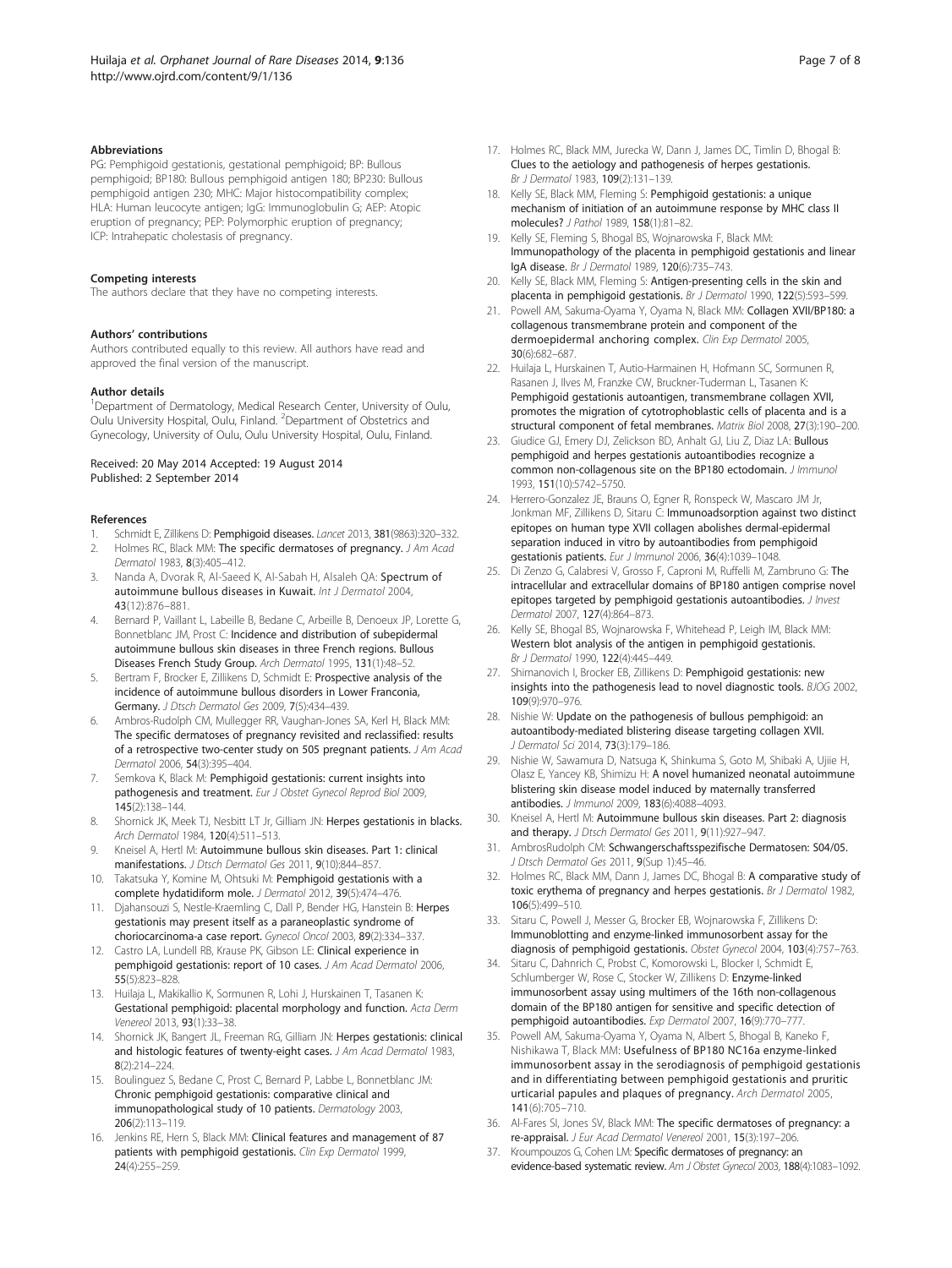#### Abbreviations

PG: Pemphigoid gestationis, gestational pemphigoid; BP: Bullous pemphigoid; BP180: Bullous pemphigoid antigen 180; BP230: Bullous pemphigoid antigen 230; MHC: Major histocompatibility complex; HLA: Human leucocyte antigen; IgG: Immunoglobulin G; AEP: Atopic eruption of pregnancy; PEP: Polymorphic eruption of pregnancy; ICP: Intrahepatic cholestasis of pregnancy.

#### Competing interests

The authors declare that they have no competing interests.

#### Authors' contributions

Authors contributed equally to this review. All authors have read and approved the final version of the manuscript.

#### Author details

[1]Department of Dermatology, Medical Research Center, University of Oulu, Oulu University Hospital, Oulu, Finland. [2]Department of Obstetrics and Gynecology, University of Oulu, Oulu University Hospital, Oulu, Finland.

Received: 20 May 2014 Accepted: 19 August 2014
Published: 2 September 2014

#### References

1. Schmidt E, Zillikens D: **Pemphigoid diseases.** *Lancet* 2013, **381**(9863):320–332.
2. Holmes RC, Black MM: **The specific dermatoses of pregnancy.** *J Am Acad Dermatol* 1983, **8**(3):405–412.
3. Nanda A, Dvorak R, Al-Saeed K, Al-Sabah H, Alsaleh QA: **Spectrum of autoimmune bullous diseases in Kuwait.** *Int J Dermatol* 2004, **43**(12):876–881.
4. Bernard P, Vaillant L, Labeille B, Bedane C, Arbeille B, Denoeux JP, Lorette G, Bonnetblanc JM, Prost C: **Incidence and distribution of subepidermal autoimmune bullous skin diseases in three French regions. Bullous Diseases French Study Group.** *Arch Dermatol* 1995, **131**(1):48–52.
5. Bertram F, Brocker E, Zillikens D, Schmidt E: **Prospective analysis of the incidence of autoimmune bullous disorders in Lower Franconia, Germany.** *J Dtsch Dermatol Ges* 2009, **7**(5):434–439.
6. Ambros-Rudolph CM, Mullegger RR, Vaughan-Jones SA, Kerl H, Black MM: **The specific dermatoses of pregnancy revisited and reclassified: results of a retrospective two-center study on 505 pregnant patients.** *J Am Acad Dermatol* 2006, **54**(3):395–404.
7. Semkova K, Black M: **Pemphigoid gestationis: current insights into pathogenesis and treatment.** *Eur J Obstet Gynecol Reprod Biol* 2009, **145**(2):138–144.
8. Shornick JK, Meek TJ, Nesbitt LT Jr, Gilliam JN: **Herpes gestationis in blacks.** *Arch Dermatol* 1984, **120**(4):511–513.
9. Kneisel A, Hertl M: **Autoimmune bullous skin diseases. Part 1: clinical manifestations.** *J Dtsch Dermatol Ges* 2011, **9**(10):844–857.
10. Takatsuka Y, Komine M, Ohtsuki M: **Pemphigoid gestationis with a complete hydatidiform mole.** *J Dermatol* 2012, **39**(5):474–476.
11. Djahansouzi S, Nestle-Kraemling C, Dall P, Bender HG, Hanstein B: **Herpes gestationis may present itself as a paraneoplastic syndrome of choriocarcinoma-a case report.** *Gynecol Oncol* 2003, **89**(2):334–337.
12. Castro LA, Lundell RB, Krause PK, Gibson LE: **Clinical experience in pemphigoid gestationis: report of 10 cases.** *J Am Acad Dermatol* 2006, **55**(5):823–828.
13. Huilaja L, Makikallio K, Sormunen R, Lohi J, Hurskainen T, Tasanen K: **Gestational pemphigoid: placental morphology and function.** *Acta Derm Venereol* 2013, **93**(1):33–38.
14. Shornick JK, Bangert JL, Freeman RG, Gilliam JN: **Herpes gestationis: clinical and histologic features of twenty-eight cases.** *J Am Acad Dermatol* 1983, **8**(2):214–224.
15. Boulinguez S, Bedane C, Prost C, Bernard P, Labbe L, Bonnetblanc JM: **Chronic pemphigoid gestationis: comparative clinical and immunopathological study of 10 patients.** *Dermatology* 2003, **206**(2):113–119.
16. Jenkins RE, Hern S, Black MM: **Clinical features and management of 87 patients with pemphigoid gestationis.** *Clin Exp Dermatol* 1999, **24**(4):255–259.
17. Holmes RC, Black MM, Jurecka W, Dann J, James DC, Timlin D, Bhogal B: **Clues to the aetiology and pathogenesis of herpes gestationis.** *Br J Dermatol* 1983, **109**(2):131–139.
18. Kelly SE, Black MM, Fleming S: **Pemphigoid gestationis: a unique mechanism of initiation of an autoimmune response by MHC class II molecules?** *J Pathol* 1989, **158**(1):81–82.
19. Kelly SE, Fleming S, Bhogal BS, Wojnarowska F, Black MM: **Immunopathology of the placenta in pemphigoid gestationis and linear IgA disease.** *Br J Dermatol* 1989, **120**(6):735–743.
20. Kelly SE, Black MM, Fleming S: **Antigen-presenting cells in the skin and placenta in pemphigoid gestationis.** *Br J Dermatol* 1990, **122**(5):593–599.
21. Powell AM, Sakuma-Oyama Y, Oyama N, Black MM: **Collagen XVII/BP180: a collagenous transmembrane protein and component of the dermoepidermal anchoring complex.** *Clin Exp Dermatol* 2005, **30**(6):682–687.
22. Huilaja L, Hurskainen T, Autio-Harmainen H, Hofmann SC, Sormunen R, Rasanen J, Ilves M, Franzke CW, Bruckner-Tuderman L, Tasanen K: **Pemphigoid gestationis autoantigen, transmembrane collagen XVII, promotes the migration of cytotrophoblastic cells of placenta and is a structural component of fetal membranes.** *Matrix Biol* 2008, **27**(3):190–200.
23. Giudice GJ, Emery DJ, Zelickson BD, Anhalt GJ, Liu Z, Diaz LA: **Bullous pemphigoid and herpes gestationis autoantibodies recognize a common non-collagenous site on the BP180 ectodomain.** *J Immunol* 1993, **151**(10):5742–5750.
24. Herrero-Gonzalez JE, Brauns O, Egner R, Ronspeck W, Mascaro JM Jr, Jonkman MF, Zillikens D, Sitaru C: **Immunoadsorption against two distinct epitopes on human type XVII collagen abolishes dermal-epidermal separation induced in vitro by autoantibodies from pemphigoid gestationis patients.** *Eur J Immunol* 2006, **36**(4):1039–1048.
25. Di Zenzo G, Calabresi V, Grosso F, Caproni M, Ruffelli M, Zambruno G: **The intracellular and extracellular domains of BP180 antigen comprise novel epitopes targeted by pemphigoid gestationis autoantibodies.** *J Invest Dermatol* 2007, **127**(4):864–873.
26. Kelly SE, Bhogal BS, Wojnarowska F, Whitehead P, Leigh IM, Black MM: **Western blot analysis of the antigen in pemphigoid gestationis.** *Br J Dermatol* 1990, **122**(4):445–449.
27. Shimanovich I, Brocker EB, Zillikens D: **Pemphigoid gestationis: new insights into the pathogenesis lead to novel diagnostic tools.** *BJOG* 2002, **109**(9):970–976.
28. Nishie W: **Update on the pathogenesis of bullous pemphigoid: an autoantibody-mediated blistering disease targeting collagen XVII.** *J Dermatol Sci* 2014, **73**(3):179–186.
29. Nishie W, Sawamura D, Natsuga K, Shinkuma S, Goto M, Shibaki A, Ujiie H, Olasz E, Yancey KB, Shimizu H: **A novel humanized neonatal autoimmune blistering skin disease model induced by maternally transferred antibodies.** *J Immunol* 2009, **183**(6):4088–4093.
30. Kneisel A, Hertl M: **Autoimmune bullous skin diseases. Part 2: diagnosis and therapy.** *J Dtsch Dermatol Ges* 2011, **9**(11):927–947.
31. AmbrosRudolph CM: **Schwangerschaftsspezifische Dermatosen: S04/05.** *J Dtsch Dermatol Ges* 2011, **9**(Sup 1):45–46.
32. Holmes RC, Black MM, Dann J, James DC, Bhogal B: **A comparative study of toxic erythema of pregnancy and herpes gestationis.** *Br J Dermatol* 1982, **106**(5):499–510.
33. Sitaru C, Powell J, Messer G, Brocker EB, Wojnarowska F, Zillikens D: **Immunoblotting and enzyme-linked immunosorbent assay for the diagnosis of pemphigoid gestationis.** *Obstet Gynecol* 2004, **103**(4):757–763.
34. Sitaru C, Dahnrich C, Probst C, Komorowski L, Blocker I, Schmidt E, Schlumberger W, Rose C, Stocker W, Zillikens D: **Enzyme-linked immunosorbent assay using multimers of the 16th non-collagenous domain of the BP180 antigen for sensitive and specific detection of pemphigoid autoantibodies.** *Exp Dermatol* 2007, **16**(9):770–777.
35. Powell AM, Sakuma-Oyama Y, Oyama N, Albert S, Bhogal B, Kaneko F, Nishikawa T, Black MM: **Usefulness of BP180 NC16a enzyme-linked immunosorbent assay in the serodiagnosis of pemphigoid gestationis and in differentiating between pemphigoid gestationis and pruritic urticarial papules and plaques of pregnancy.** *Arch Dermatol* 2005, **141**(6):705–710.
36. Al-Fares SI, Jones SV, Black MM: **The specific dermatoses of pregnancy: a re-appraisal.** *J Eur Acad Dermatol Venereol* 2001, **15**(3):197–206.
37. Kroumpouzos G, Cohen LM: **Specific dermatoses of pregnancy: an evidence-based systematic review.** *Am J Obstet Gynecol* 2003, **188**(4):1083–1092.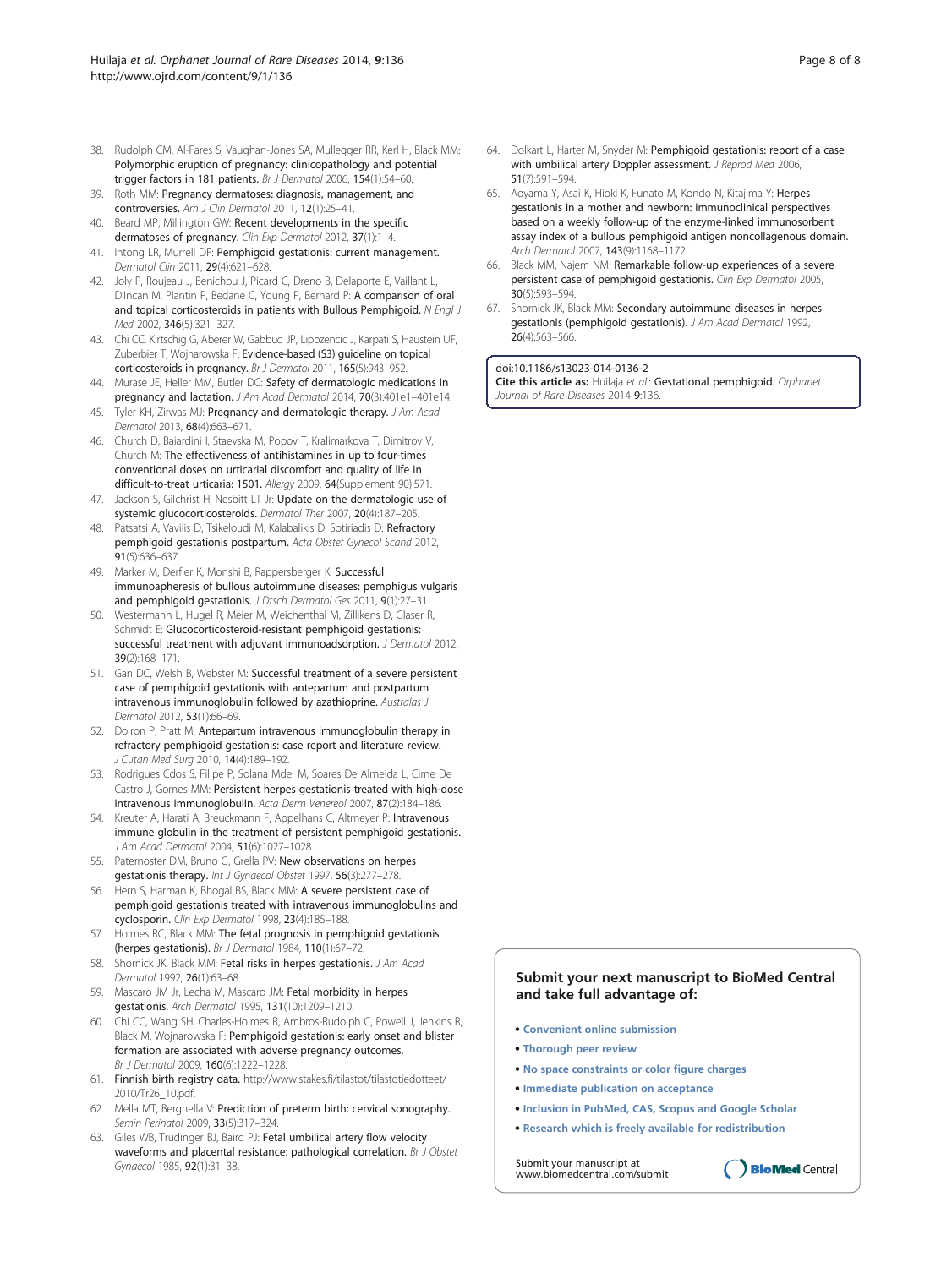38. Rudolph CM, Al-Fares S, Vaughan-Jones SA, Mullegger RR, Kerl H, Black MM: **Polymorphic eruption of pregnancy: clinicopathology and potential trigger factors in 181 patients.** *Br J Dermatol* 2006, **154**(1):54–60.
39. Roth MM: **Pregnancy dermatoses: diagnosis, management, and controversies.** *Am J Clin Dermatol* 2011, **12**(1):25–41.
40. Beard MP, Millington GW: **Recent developments in the specific dermatoses of pregnancy.** *Clin Exp Dermatol* 2012, **37**(1):1–4.
41. Intong LR, Murrell DF: **Pemphigoid gestationis: current management.** *Dermatol Clin* 2011, **29**(4):621–628.
42. Joly P, Roujeau J, Benichou J, Picard C, Dreno B, Delaporte E, Vaillant L, D'Incan M, Plantin P, Bedane C, Young P, Bernard P: **A comparison of oral and topical corticosteroids in patients with Bullous Pemphigoid.** *N Engl J Med* 2002, **346**(5):321–327.
43. Chi CC, Kirtschig G, Aberer W, Gabbud JP, Lipozencic J, Karpati S, Haustein UF, Zuberbier T, Wojnarowska F: **Evidence-based (S3) guideline on topical corticosteroids in pregnancy.** *Br J Dermatol* 2011, **165**(5):943–952.
44. Murase JE, Heller MM, Butler DC: **Safety of dermatologic medications in pregnancy and lactation.** *J Am Acad Dermatol* 2014, **70**(3):401e1–401e14.
45. Tyler KH, Zirwas MJ: **Pregnancy and dermatologic therapy.** *J Am Acad Dermatol* 2013, **68**(4):663–671.
46. Church D, Baiardini I, Staevska M, Popov T, Kralimarkova T, Dimitrov V, Church M: **The effectiveness of antihistamines in up to four-times conventional doses on urticarial discomfort and quality of life in difficult-to-treat urticaria: 1501.** *Allergy* 2009, **64**(Supplement 90):571.
47. Jackson S, Gilchrist H, Nesbitt LT Jr: **Update on the dermatologic use of systemic glucocorticosteroids.** *Dermatol Ther* 2007, **20**(4):187–205.
48. Patsatsi A, Vavilis D, Tsikeloudi M, Kalabalikis D, Sotiriadis D: **Refractory pemphigoid gestationis postpartum.** *Acta Obstet Gynecol Scand* 2012, **91**(5):636–637.
49. Marker M, Derfler K, Monshi B, Rappersberger K: **Successful immunoapheresis of bullous autoimmune diseases: pemphigus vulgaris and pemphigoid gestationis.** *J Dtsch Dermatol Ges* 2011, **9**(1):27–31.
50. Westermann L, Hugel R, Meier M, Weichenthal M, Zillikens D, Glaser R, Schmidt E: **Glucocorticosteroid-resistant pemphigoid gestationis: successful treatment with adjuvant immunoadsorption.** *J Dermatol* 2012, **39**(2):168–171.
51. Gan DC, Welsh B, Webster M: **Successful treatment of a severe persistent case of pemphigoid gestationis with antepartum and postpartum intravenous immunoglobulin followed by azathioprine.** *Australas J Dermatol* 2012, **53**(1):66–69.
52. Doiron P, Pratt M: **Antepartum intravenous immunoglobulin therapy in refractory pemphigoid gestationis: case report and literature review.** *J Cutan Med Surg* 2010, **14**(4):189–192.
53. Rodrigues Cdos S, Filipe P, Solana Mdel M, Soares De Almeida L, Cirne De Castro J, Gomes MM: **Persistent herpes gestationis treated with high-dose intravenous immunoglobulin.** *Acta Derm Venereol* 2007, **87**(2):184–186.
54. Kreuter A, Harati A, Breuckmann F, Appelhans C, Altmeyer P: **Intravenous immune globulin in the treatment of persistent pemphigoid gestationis.** *J Am Acad Dermatol* 2004, **51**(6):1027–1028.
55. Paternoster DM, Bruno G, Grella PV: **New observations on herpes gestationis therapy.** *Int J Gynaecol Obstet* 1997, **56**(3):277–278.
56. Hern S, Harman K, Bhogal BS, Black MM: **A severe persistent case of pemphigoid gestationis treated with intravenous immunoglobulins and cyclosporin.** *Clin Exp Dermatol* 1998, **23**(4):185–188.
57. Holmes RC, Black MM: **The fetal prognosis in pemphigoid gestationis (herpes gestationis).** *Br J Dermatol* 1984, **110**(1):67–72.
58. Shornick JK, Black MM: **Fetal risks in herpes gestationis.** *J Am Acad Dermatol* 1992, **26**(1):63–68.
59. Mascaro JM Jr, Lecha M, Mascaro JM: **Fetal morbidity in herpes gestationis.** *Arch Dermatol* 1995, **131**(10):1209–1210.
60. Chi CC, Wang SH, Charles-Holmes R, Ambros-Rudolph C, Powell J, Jenkins R, Black M, Wojnarowska F: **Pemphigoid gestationis: early onset and blister formation are associated with adverse pregnancy outcomes.** *Br J Dermatol* 2009, **160**(6):1222–1228.
61. Finnish birth registry data. **http://www.stakes.fi/tilastot/tilastotiedotteet/2010/Tr26_10.pdf.**
62. Mella MT, Berghella V: **Prediction of preterm birth: cervical sonography.** *Semin Perinatol* 2009, **33**(5):317–324.
63. Giles WB, Trudinger BJ, Baird PJ: **Fetal umbilical artery flow velocity waveforms and placental resistance: pathological correlation.** *Br J Obstet Gynaecol* 1985, **92**(1):31–38.
64. Dolkart L, Harter M, Snyder M: **Pemphigoid gestationis: report of a case with umbilical artery Doppler assessment.** *J Reprod Med* 2006, **51**(7):591–594.
65. Aoyama Y, Asai K, Hioki K, Funato M, Kondo N, Kitajima Y: **Herpes gestationis in a mother and newborn: immunoclinical perspectives based on a weekly follow-up of the enzyme-linked immunosorbent assay index of a bullous pemphigoid antigen noncollagenous domain.** *Arch Dermatol* 2007, **143**(9):1168–1172.
66. Black MM, Najem NM: **Remarkable follow-up experiences of a severe persistent case of pemphigoid gestationis.** *Clin Exp Dermatol* 2005, **30**(5):593–594.
67. Shornick JK, Black MM: **Secondary autoimmune diseases in herpes gestationis (pemphigoid gestationis).** *J Am Acad Dermatol* 1992, **26**(4):563–566.

doi:10.1186/s13023-014-0136-2

**Cite this article as:** Huilaja *et al.*: Gestational pemphigoid. *Orphanet Journal of Rare Diseases* 2014 **9**:136.